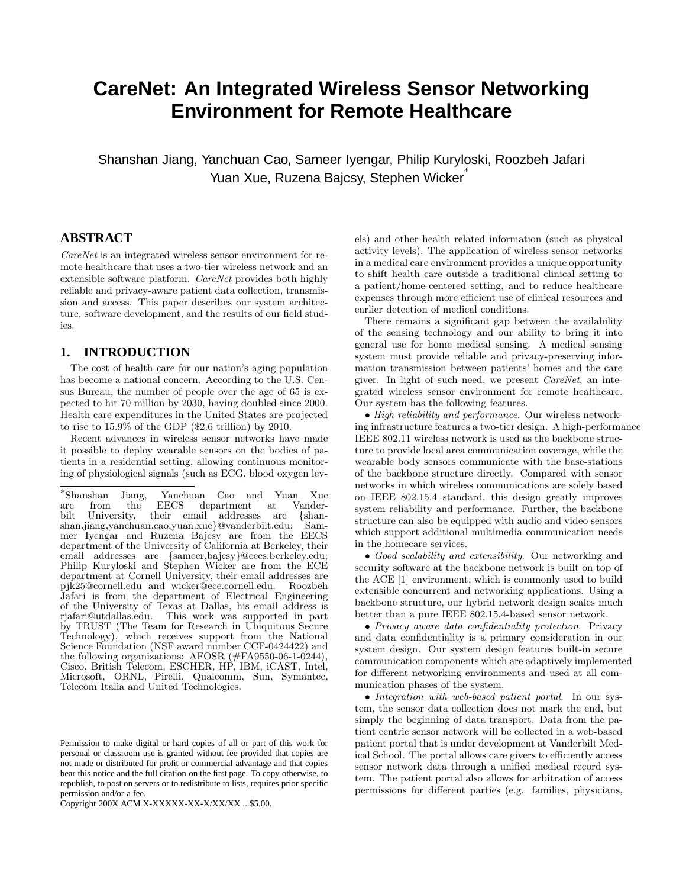// Transcription of page 1 of 3, document d90cc54deb18

# CareNet: An Integrated Wireless Sensor Networking Environment for Remote Healthcare

Shanshan Jiang, Yanchuan Cao, Sameer Iyengar, Philip Kuryloski, Roozbeh Jafari
Yuan Xue, Ruzena Bajcsy, Stephen Wicker*

## ABSTRACT

*CareNet* is an integrated wireless sensor environment for remote healthcare that uses a two-tier wireless network and an extensible software platform. *CareNet* provides both highly reliable and privacy-aware patient data collection, transmission and access. This paper describes our system architecture, software development, and the results of our field studies.

## 1. INTRODUCTION

The cost of health care for our nation's aging population has become a national concern. According to the U.S. Census Bureau, the number of people over the age of 65 is expected to hit 70 million by 2030, having doubled since 2000. Health care expenditures in the United States are projected to rise to 15.9% of the GDP ($2.6 trillion) by 2010.

Recent advances in wireless sensor networks have made it possible to deploy wearable sensors on the bodies of patients in a residential setting, allowing continuous monitoring of physiological signals (such as ECG, blood oxygen levels) and other health related information (such as physical activity levels). The application of wireless sensor networks in a medical care environment provides a unique opportunity to shift health care outside a traditional clinical setting to a patient/home-centered setting, and to reduce healthcare expenses through more efficient use of clinical resources and earlier detection of medical conditions.

There remains a significant gap between the availability of the sensing technology and our ability to bring it into general use for home medical sensing. A medical sensing system must provide reliable and privacy-preserving information transmission between patients' homes and the care giver. In light of such need, we present *CareNet*, an integrated wireless sensor environment for remote healthcare. Our system has the following features.

- *High reliability and performance*. Our wireless networking infrastructure features a two-tier design. A high-performance IEEE 802.11 wireless network is used as the backbone structure to provide local area communication coverage, while the wearable body sensors communicate with the base-stations of the backbone structure directly. Compared with sensor networks in which wireless communications are solely based on IEEE 802.15.4 standard, this design greatly improves system reliability and performance. Further, the backbone structure can also be equipped with audio and video sensors which support additional multimedia communication needs in the homecare services.

- *Good scalability and extensibility*. Our networking and security software at the backbone network is built on top of the ACE [1] environment, which is commonly used to build extensible concurrent and networking applications. Using a backbone structure, our hybrid network design scales much better than a pure IEEE 802.15.4-based sensor network.

- *Privacy aware data confidentiality protection*. Privacy and data confidentiality is a primary consideration in our system design. Our system design features built-in secure communication components which are adaptively implemented for different networking environments and used at all communication phases of the system.

- *Integration with web-based patient portal*. In our system, the sensor data collection does not mark the end, but simply the beginning of data transport. Data from the patient centric sensor network will be collected in a web-based patient portal that is under development at Vanderbilt Medical School. The portal allows care givers to efficiently access sensor network data through a unified medical record system. The patient portal also allows for arbitration of access permissions for different parties (e.g. families, physicians,

---

*Shanshan Jiang, Yanchuan Cao and Yuan Xue are from the EECS department at Vanderbilt University, their email addresses are {shanshan.jiang,yanchuan.cao,yuan.xue}@vanderbilt.edu; Sameer Iyengar and Ruzena Bajcsy are from the EECS department of the University of California at Berkeley, their email addresses are {sameer,bajcsy}@eecs.berkeley.edu; Philip Kuryloski and Stephen Wicker are from the ECE department at Cornell University, their email addresses are pjk25@cornell.edu and wicker@ece.cornell.edu. Roozbeh Jafari is from the department of Electrical Engineering of the University of Texas at Dallas, his email address is rjafari@utdallas.edu. This work was supported in part by TRUST (The Team for Research in Ubiquitous Secure Technology), which receives support from the National Science Foundation (NSF award number CCF-0424422) and the following organizations: AFOSR (#FA9550-06-1-0244), Cisco, British Telecom, ESCHER, HP, IBM, iCAST, Intel, Microsoft, ORNL, Pirelli, Qualcomm, Sun, Symantec, Telecom Italia and United Technologies.

Permission to make digital or hard copies of all or part of this work for personal or classroom use is granted without fee provided that copies are not made or distributed for profit or commercial advantage and that copies bear this notice and the full citation on the first page. To copy otherwise, to republish, to post on servers or to redistribute to lists, requires prior specific permission and/or a fee.
Copyright 200X ACM X-XXXXX-XX-X/XX/XX ...$5.00.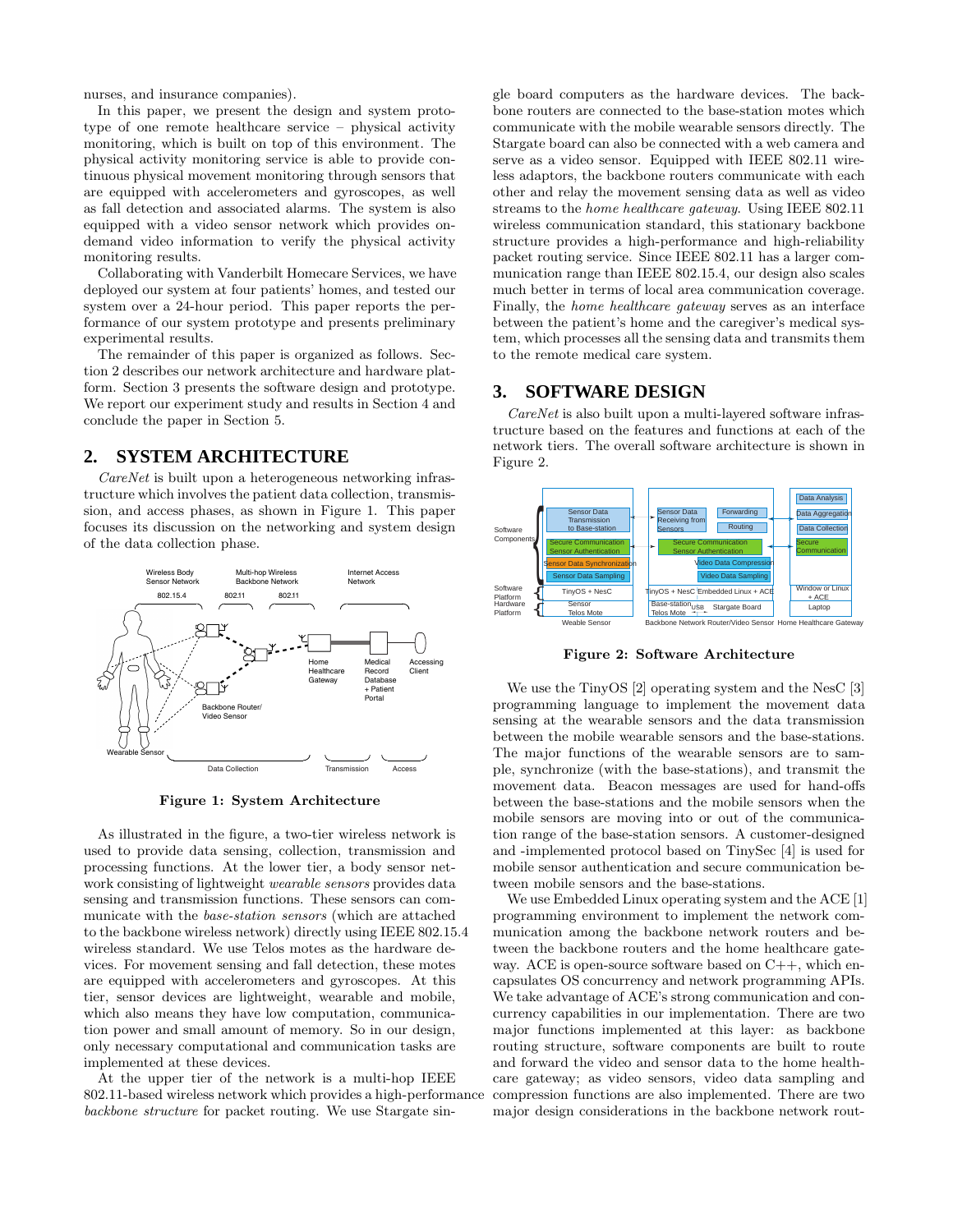nurses, and insurance companies).

In this paper, we present the design and system prototype of one remote healthcare service – physical activity monitoring, which is built on top of this environment. The physical activity monitoring service is able to provide continuous physical movement monitoring through sensors that are equipped with accelerometers and gyroscopes, as well as fall detection and associated alarms. The system is also equipped with a video sensor network which provides on-demand video information to verify the physical activity monitoring results.

Collaborating with Vanderbilt Homecare Services, we have deployed our system at four patients' homes, and tested our system over a 24-hour period. This paper reports the performance of our system prototype and presents preliminary experimental results.

The remainder of this paper is organized as follows. Section 2 describes our network architecture and hardware platform. Section 3 presents the software design and prototype. We report our experiment study and results in Section 4 and conclude the paper in Section 5.

## 2. SYSTEM ARCHITECTURE

*CareNet* is built upon a heterogeneous networking infrastructure which involves the patient data collection, transmission, and access phases, as shown in Figure 1. This paper focuses its discussion on the networking and system design of the data collection phase.

**Figure 1: System Architecture**

As illustrated in the figure, a two-tier wireless network is used to provide data sensing, collection, transmission and processing functions. At the lower tier, a body sensor network consisting of lightweight *wearable sensors* provides data sensing and transmission functions. These sensors can communicate with the *base-station sensors* (which are attached to the backbone wireless network) directly using IEEE 802.15.4 wireless standard. We use Telos motes as the hardware devices. For movement sensing and fall detection, these motes are equipped with accelerometers and gyroscopes. At this tier, sensor devices are lightweight, wearable and mobile, which also means they have low computation, communication power and small amount of memory. So in our design, only necessary computational and communication tasks are implemented at these devices.

At the upper tier of the network is a multi-hop IEEE 802.11-based wireless network which provides a high-performance *backbone structure* for packet routing. We use Stargate single board computers as the hardware devices. The backbone routers are connected to the base-station motes which communicate with the mobile wearable sensors directly. The Stargate board can also be connected with a web camera and serve as a video sensor. Equipped with IEEE 802.11 wireless adaptors, the backbone routers communicate with each other and relay the movement sensing data as well as video streams to the *home healthcare gateway*. Using IEEE 802.11 wireless communication standard, this stationary backbone structure provides a high-performance and high-reliability packet routing service. Since IEEE 802.11 has a larger communication range than IEEE 802.15.4, our design also scales much better in terms of local area communication coverage. Finally, the *home healthcare gateway* serves as an interface between the patient's home and the caregiver's medical system, which processes all the sensing data and transmits them to the remote medical care system.

## 3. SOFTWARE DESIGN

*CareNet* is also built upon a multi-layered software infrastructure based on the features and functions at each of the network tiers. The overall software architecture is shown in Figure 2.

**Figure 2: Software Architecture**

We use the TinyOS [2] operating system and the NesC [3] programming language to implement the movement data sensing at the wearable sensors and the data transmission between the mobile wearable sensors and the base-stations. The major functions of the wearable sensors are to sample, synchronize (with the base-stations), and transmit the movement data. Beacon messages are used for hand-offs between the base-stations and the mobile sensors when the mobile sensors are moving into or out of the communication range of the base-station sensors. A customer-designed and -implemented protocol based on TinySec [4] is used for mobile sensor authentication and secure communication between mobile sensors and the base-stations.

We use Embedded Linux operating system and the ACE [1] programming environment to implement the network communication among the backbone network routers and between the backbone routers and the home healthcare gateway. ACE is open-source software based on C++, which encapsulates OS concurrency and network programming APIs. We take advantage of ACE's strong communication and concurrency capabilities in our implementation. There are two major functions implemented at this layer: as backbone routing structure, software components are built to route and forward the video and sensor data to the home healthcare gateway; as video sensors, video data sampling and compression functions are also implemented. There are two major design considerations in the backbone network rout-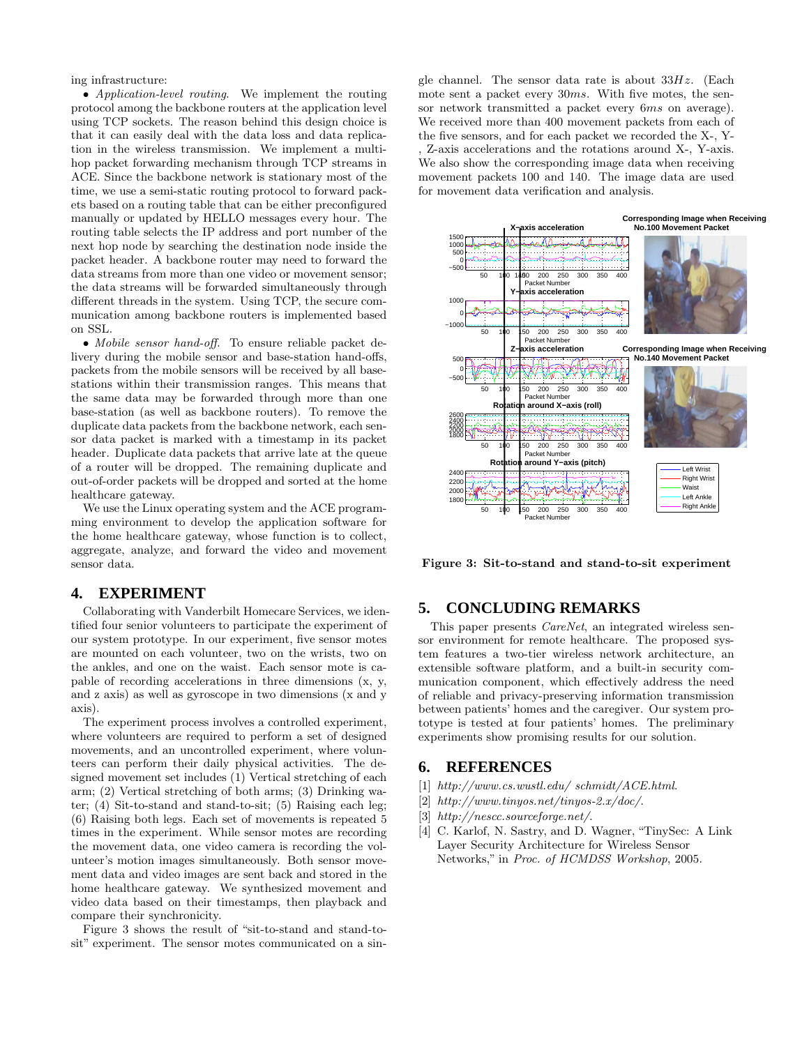ing infrastructure:

- *Application-level routing*. We implement the routing protocol among the backbone routers at the application level using TCP sockets. The reason behind this design choice is that it can easily deal with the data loss and data replication in the wireless transmission. We implement a multi-hop packet forwarding mechanism through TCP streams in ACE. Since the backbone network is stationary most of the time, we use a semi-static routing protocol to forward packets based on a routing table that can be either preconfigured manually or updated by HELLO messages every hour. The routing table selects the IP address and port number of the next hop node by searching the destination node inside the packet header. A backbone router may need to forward the data streams from more than one video or movement sensor; the data streams will be forwarded simultaneously through different threads in the system. Using TCP, the secure communication among backbone routers is implemented based on SSL.
- *Mobile sensor hand-off*. To ensure reliable packet delivery during the mobile sensor and base-station hand-offs, packets from the mobile sensors will be received by all base-stations within their transmission ranges. This means that the same data may be forwarded through more than one base-station (as well as backbone routers). To remove the duplicate data packets from the backbone network, each sensor data packet is marked with a timestamp in its packet header. Duplicate data packets that arrive late at the queue of a router will be dropped. The remaining duplicate and out-of-order packets will be dropped and sorted at the home healthcare gateway.

We use the Linux operating system and the ACE programming environment to develop the application software for the home healthcare gateway, whose function is to collect, aggregate, analyze, and forward the video and movement sensor data.

## 4. EXPERIMENT

Collaborating with Vanderbilt Homecare Services, we identified four senior volunteers to participate the experiment of our system prototype. In our experiment, five sensor motes are mounted on each volunteer, two on the wrists, two on the ankles, and one on the waist. Each sensor mote is capable of recording accelerations in three dimensions (x, y, and z axis) as well as gyroscope in two dimensions (x and y axis).

The experiment process involves a controlled experiment, where volunteers are required to perform a set of designed movements, and an uncontrolled experiment, where volunteers can perform their daily physical activities. The designed movement set includes (1) Vertical stretching of each arm; (2) Vertical stretching of both arms; (3) Drinking water; (4) Sit-to-stand and stand-to-sit; (5) Raising each leg; (6) Raising both legs. Each set of movements is repeated 5 times in the experiment. While sensor motes are recording the movement data, one video camera is recording the volunteer's motion images simultaneously. Both sensor movement data and video images are sent back and stored in the home healthcare gateway. We synthesized movement and video data based on their timestamps, then playback and compare their synchronicity.

Figure 3 shows the result of "sit-to-stand and stand-to-sit" experiment. The sensor motes communicated on a single channel. The sensor data rate is about $33Hz$. (Each mote sent a packet every $30ms$. With five motes, the sensor network transmitted a packet every $6ms$ on average). We received more than 400 movement packets from each of the five sensors, and for each packet we recorded the X-, Y-, Z-axis accelerations and the rotations around X-, Y-axis. We also show the corresponding image data when receiving movement packets 100 and 140. The image data are used for movement data verification and analysis.

X−axis acceleration
Y−axis acceleration
Z−axis acceleration
Rotation around X−axis (roll)
Rotation around Y−axis (pitch)
Packet Number
Corresponding Image when Receiving No.100 Movement Packet
Corresponding Image when Receiving No.140 Movement Packet
Left Wrist
Right Wrist
Waist
Left Ankle
Right Ankle

**Figure 3: Sit-to-stand and stand-to-sit experiment**

## 5. CONCLUDING REMARKS

This paper presents *CareNet*, an integrated wireless sensor environment for remote healthcare. The proposed system features a two-tier wireless network architecture, an extensible software platform, and a built-in security communication component, which effectively address the need of reliable and privacy-preserving information transmission between patients' homes and the caregiver. Our system prototype is tested at four patients' homes. The preliminary experiments show promising results for our solution.

## 6. REFERENCES

[1] *http://www.cs.wustl.edu/ schmidt/ACE.html*.

[2] *http://www.tinyos.net/tinyos-2.x/doc/*.

[3] *http://nescc.sourceforge.net/*.

[4] C. Karlof, N. Sastry, and D. Wagner, "TinySec: A Link Layer Security Architecture for Wireless Sensor Networks," in *Proc. of HCMDSS Workshop*, 2005.